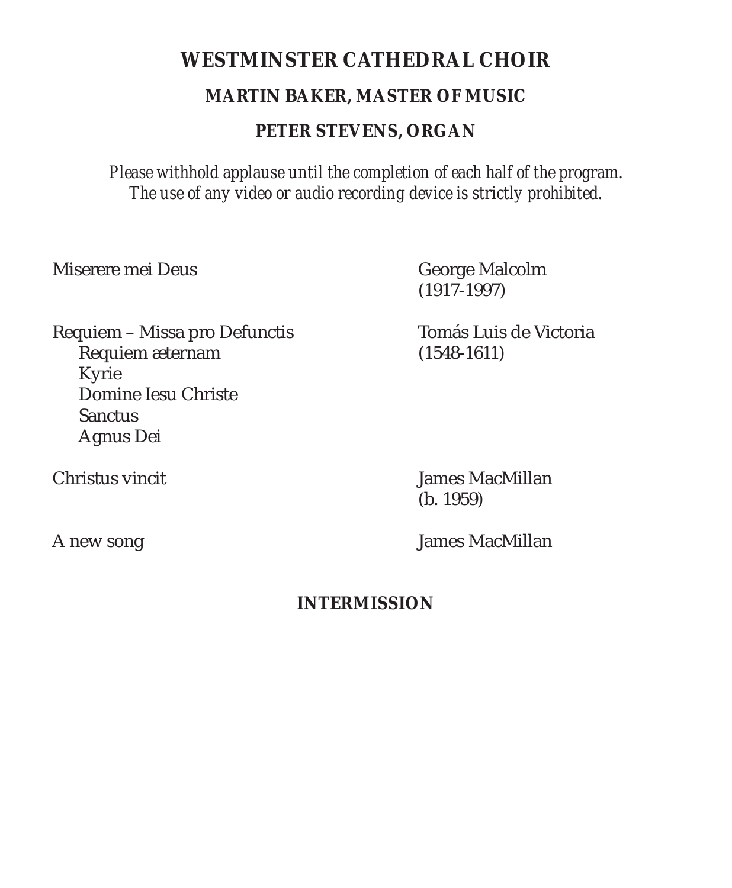# WESTMINSTER CATHEDRAL CHOIR

## MARTIN BAKER, MASTER OF MUSIC

## PETER STEVENS, ORGAN

*Please withhold applause until the completion of each half of the program.*
*The use of any video or audio recording device is strictly prohibited.*

Miserere mei Deus — George Malcolm (1917-1997)

Requiem – Missa pro Defunctis — Tomás Luis de Victoria (1548-1611)
- Requiem æternam
- Kyrie
- Domine Iesu Christe
- Sanctus
- Agnus Dei

Christus vincit — James MacMillan (b. 1959)

A new song — James MacMillan

**INTERMISSION**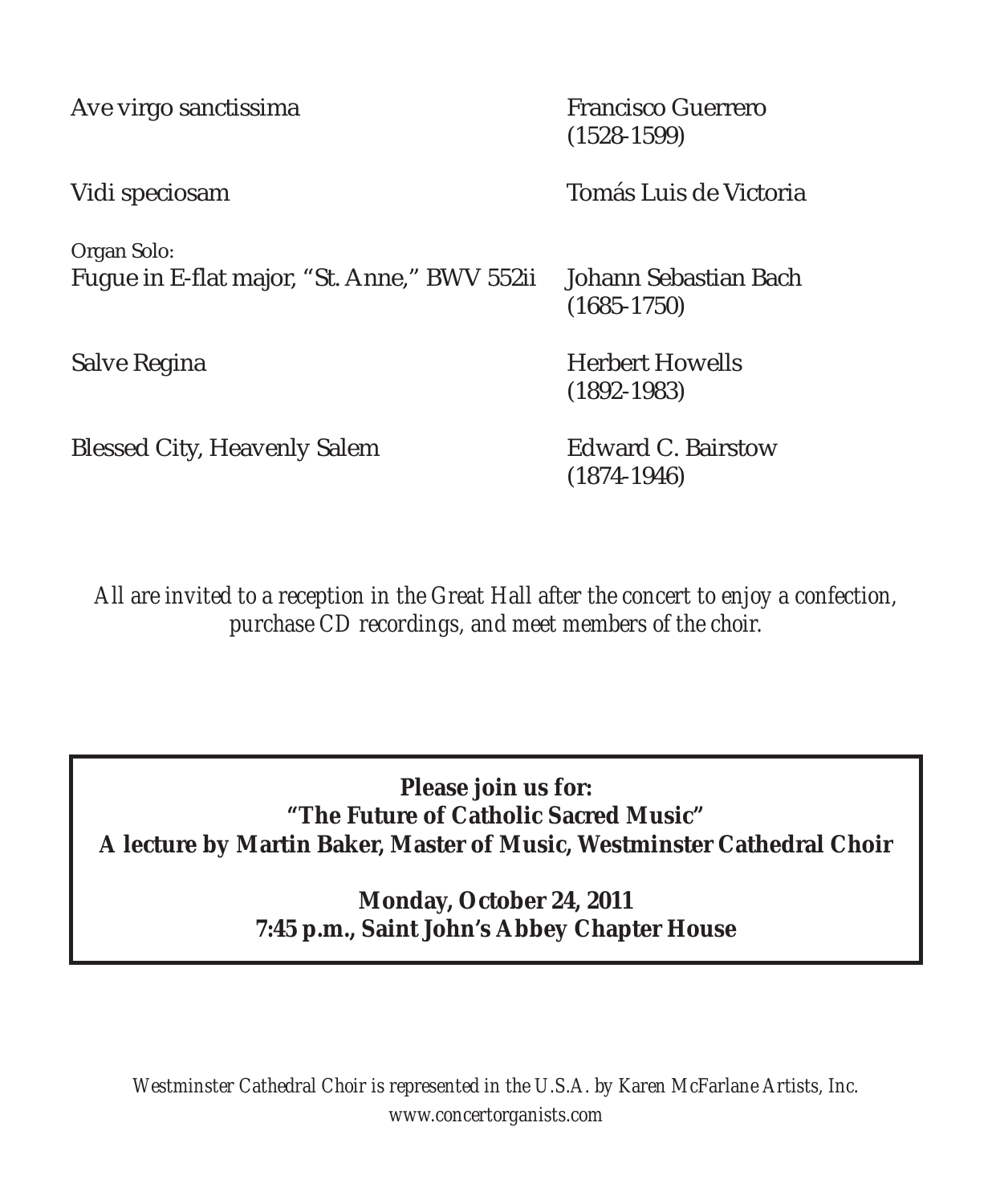| | |
|---|---|
| Ave virgo sanctissima | Francisco Guerrero<br>(1528-1599) |
| Vidi speciosam | Tomás Luis de Victoria |
| Organ Solo:<br>Fugue in E-flat major, "St. Anne," BWV 552ii | Johann Sebastian Bach<br>(1685-1750) |
| Salve Regina | Herbert Howells<br>(1892-1983) |
| Blessed City, Heavenly Salem | Edward C. Bairstow<br>(1874-1946) |

*All are invited to a reception in the Great Hall after the concert to enjoy a confection, purchase CD recordings, and meet members of the choir.*

**Please join us for:**
**"The Future of Catholic Sacred Music"**
**A lecture by Martin Baker, Master of Music, Westminster Cathedral Choir**

**Monday, October 24, 2011**
**7:45 p.m., Saint John's Abbey Chapter House**

*Westminster Cathedral Choir is represented in the U.S.A. by Karen McFarlane Artists, Inc.*
*www.concertorganists.com*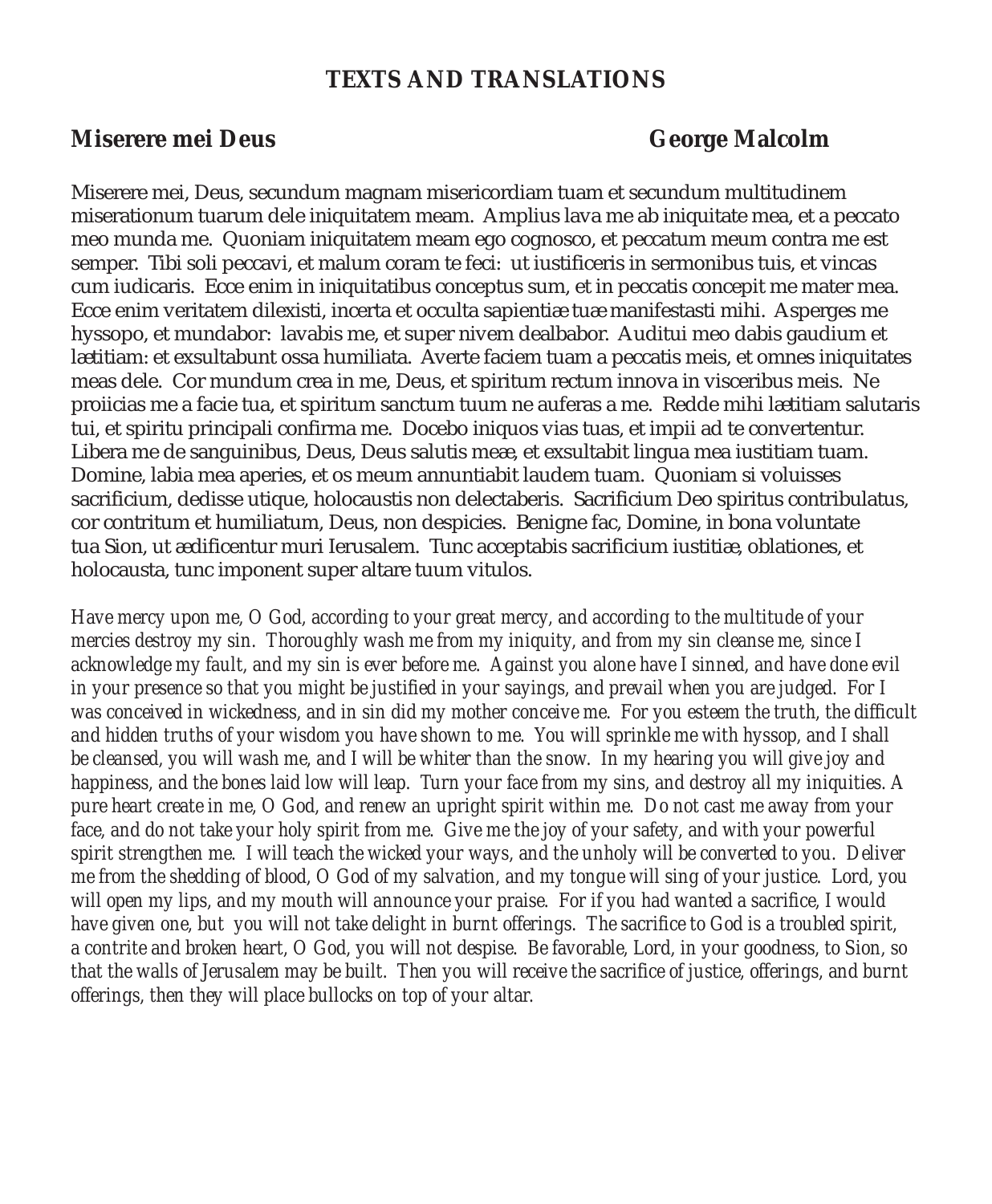# TEXTS AND TRANSLATIONS

## Miserere mei Deus — George Malcolm

Miserere mei, Deus, secundum magnam misericordiam tuam et secundum multitudinem miserationum tuarum dele iniquitatem meam. Amplius lava me ab iniquitate mea, et a peccato meo munda me. Quoniam iniquitatem meam ego cognosco, et peccatum meum contra me est semper. Tibi soli peccavi, et malum coram te feci: ut iustificeris in sermonibus tuis, et vincas cum iudicaris. Ecce enim in iniquitatibus conceptus sum, et in peccatis concepit me mater mea. Ecce enim veritatem dilexisti, incerta et occulta sapientiæ tuæ manifestasti mihi. Asperges me hyssopo, et mundabor: lavabis me, et super nivem dealbabor. Auditui meo dabis gaudium et lætitiam: et exsultabunt ossa humiliata. Averte faciem tuam a peccatis meis, et omnes iniquitates meas dele. Cor mundum crea in me, Deus, et spiritum rectum innova in visceribus meis. Ne proiicias me a facie tua, et spiritum sanctum tuum ne auferas a me. Redde mihi lætitiam salutaris tui, et spiritu principali confirma me. Docebo iniquos vias tuas, et impii ad te convertentur. Libera me de sanguinibus, Deus, Deus salutis meæ, et exsultabit lingua mea iustitiam tuam. Domine, labia mea aperies, et os meum annuntiabit laudem tuam. Quoniam si voluisses sacrificium, dedisse utique, holocaustis non delectaberis. Sacrificium Deo spiritus contribulatus, cor contritum et humiliatum, Deus, non despicies. Benigne fac, Domine, in bona voluntate tua Sion, ut ædificentur muri Ierusalem. Tunc acceptabis sacrificium iustitiæ, oblationes, et holocausta, tunc imponent super altare tuum vitulos.

*Have mercy upon me, O God, according to your great mercy, and according to the multitude of your mercies destroy my sin. Thoroughly wash me from my iniquity, and from my sin cleanse me, since I acknowledge my fault, and my sin is ever before me. Against you alone have I sinned, and have done evil in your presence so that you might be justified in your sayings, and prevail when you are judged. For I was conceived in wickedness, and in sin did my mother conceive me. For you esteem the truth, the difficult and hidden truths of your wisdom you have shown to me. You will sprinkle me with hyssop, and I shall be cleansed, you will wash me, and I will be whiter than the snow. In my hearing you will give joy and happiness, and the bones laid low will leap. Turn your face from my sins, and destroy all my iniquities. A pure heart create in me, O God, and renew an upright spirit within me. Do not cast me away from your face, and do not take your holy spirit from me. Give me the joy of your safety, and with your powerful spirit strengthen me. I will teach the wicked your ways, and the unholy will be converted to you. Deliver me from the shedding of blood, O God of my salvation, and my tongue will sing of your justice. Lord, you will open my lips, and my mouth will announce your praise. For if you had wanted a sacrifice, I would have given one, but you will not take delight in burnt offerings. The sacrifice to God is a troubled spirit, a contrite and broken heart, O God, you will not despise. Be favorable, Lord, in your goodness, to Sion, so that the walls of Jerusalem may be built. Then you will receive the sacrifice of justice, offerings, and burnt offerings, then they will place bullocks on top of your altar.*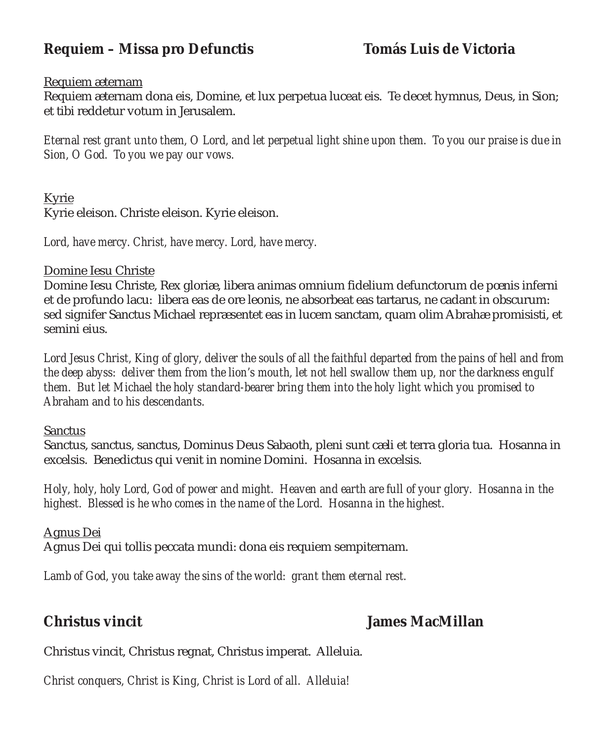## Requiem – Missa pro Defunctis — Tomás Luis de Victoria

<u>Requiem æternam</u>

Requiem æternam dona eis, Domine, et lux perpetua luceat eis. Te decet hymnus, Deus, in Sion; et tibi reddetur votum in Jerusalem.

*Eternal rest grant unto them, O Lord, and let perpetual light shine upon them. To you our praise is due in Sion, O God. To you we pay our vows.*

<u>Kyrie</u>

Kyrie eleison. Christe eleison. Kyrie eleison.

*Lord, have mercy. Christ, have mercy. Lord, have mercy.*

<u>Domine Iesu Christe</u>

Domine Iesu Christe, Rex gloriæ, libera animas omnium fidelium defunctorum de pœnis inferni et de profundo lacu: libera eas de ore leonis, ne absorbeat eas tartarus, ne cadant in obscurum: sed signifer Sanctus Michael repræsentet eas in lucem sanctam, quam olim Abrahæ promisisti, et semini eius.

*Lord Jesus Christ, King of glory, deliver the souls of all the faithful departed from the pains of hell and from the deep abyss: deliver them from the lion's mouth, let not hell swallow them up, nor the darkness engulf them. But let Michael the holy standard-bearer bring them into the holy light which you promised to Abraham and to his descendants.*

<u>Sanctus</u>

Sanctus, sanctus, sanctus, Dominus Deus Sabaoth, pleni sunt cæli et terra gloria tua. Hosanna in excelsis. Benedictus qui venit in nomine Domini. Hosanna in excelsis.

*Holy, holy, holy Lord, God of power and might. Heaven and earth are full of your glory. Hosanna in the highest. Blessed is he who comes in the name of the Lord. Hosanna in the highest.*

<u>Agnus Dei</u>

Agnus Dei qui tollis peccata mundi: dona eis requiem sempiternam.

*Lamb of God, you take away the sins of the world: grant them eternal rest.*

## Christus vincit — James MacMillan

Christus vincit, Christus regnat, Christus imperat. Alleluia.

*Christ conquers, Christ is King, Christ is Lord of all. Alleluia!*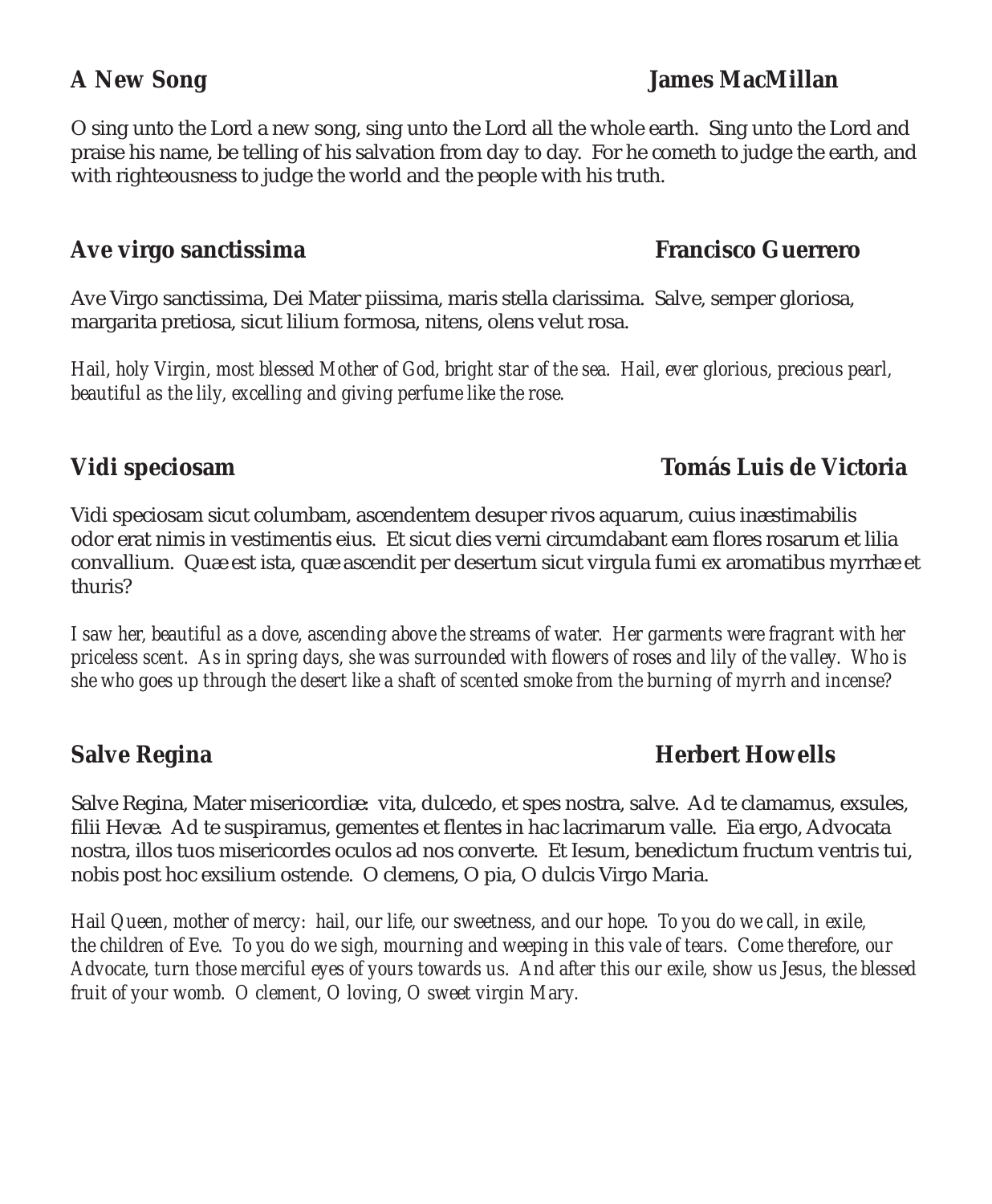## A New Song — James MacMillan

O sing unto the Lord a new song, sing unto the Lord all the whole earth. Sing unto the Lord and praise his name, be telling of his salvation from day to day. For he cometh to judge the earth, and with righteousness to judge the world and the people with his truth.

## Ave virgo sanctissima — Francisco Guerrero

Ave Virgo sanctissima, Dei Mater piissima, maris stella clarissima. Salve, semper gloriosa, margarita pretiosa, sicut lilium formosa, nitens, olens velut rosa.

*Hail, holy Virgin, most blessed Mother of God, bright star of the sea. Hail, ever glorious, precious pearl, beautiful as the lily, excelling and giving perfume like the rose.*

## Vidi speciosam — Tomás Luis de Victoria

Vidi speciosam sicut columbam, ascendentem desuper rivos aquarum, cuius inæstimabilis odor erat nimis in vestimentis eius. Et sicut dies verni circumdabant eam flores rosarum et lilia convallium. Quæ est ista, quæ ascendit per desertum sicut virgula fumi ex aromatibus myrrhæ et thuris?

*I saw her, beautiful as a dove, ascending above the streams of water. Her garments were fragrant with her priceless scent. As in spring days, she was surrounded with flowers of roses and lily of the valley. Who is she who goes up through the desert like a shaft of scented smoke from the burning of myrrh and incense?*

## Salve Regina — Herbert Howells

Salve Regina, Mater misericordiæ: vita, dulcedo, et spes nostra, salve. Ad te clamamus, exsules, filii Hevæ. Ad te suspiramus, gementes et flentes in hac lacrimarum valle. Eia ergo, Advocata nostra, illos tuos misericordes oculos ad nos converte. Et Iesum, benedictum fructum ventris tui, nobis post hoc exsilium ostende. O clemens, O pia, O dulcis Virgo Maria.

*Hail Queen, mother of mercy: hail, our life, our sweetness, and our hope. To you do we call, in exile, the children of Eve. To you do we sigh, mourning and weeping in this vale of tears. Come therefore, our Advocate, turn those merciful eyes of yours towards us. And after this our exile, show us Jesus, the blessed fruit of your womb. O clement, O loving, O sweet virgin Mary.*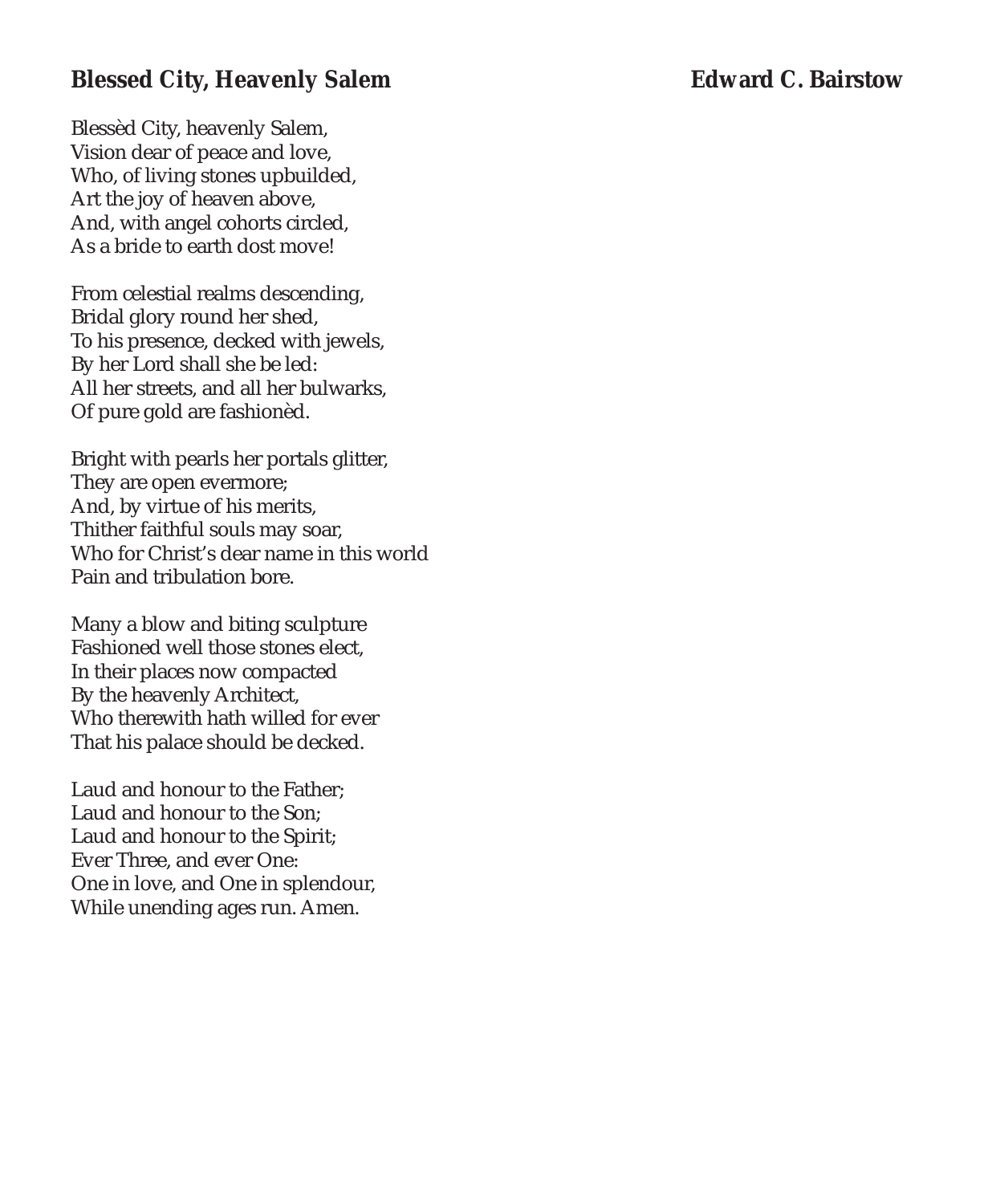## Blessed City, Heavenly Salem

**Edward C. Bairstow**

Blessèd City, heavenly Salem,  
Vision dear of peace and love,  
Who, of living stones upbuilded,  
Art the joy of heaven above,  
And, with angel cohorts circled,  
As a bride to earth dost move!

From celestial realms descending,  
Bridal glory round her shed,  
To his presence, decked with jewels,  
By her Lord shall she be led:  
All her streets, and all her bulwarks,  
Of pure gold are fashionèd.

Bright with pearls her portals glitter,  
They are open evermore;  
And, by virtue of his merits,  
Thither faithful souls may soar,  
Who for Christ's dear name in this world  
Pain and tribulation bore.

Many a blow and biting sculpture  
Fashioned well those stones elect,  
In their places now compacted  
By the heavenly Architect,  
Who therewith hath willed for ever  
That his palace should be decked.

Laud and honour to the Father;  
Laud and honour to the Son;  
Laud and honour to the Spirit;  
Ever Three, and ever One:  
One in love, and One in splendour,  
While unending ages run. Amen.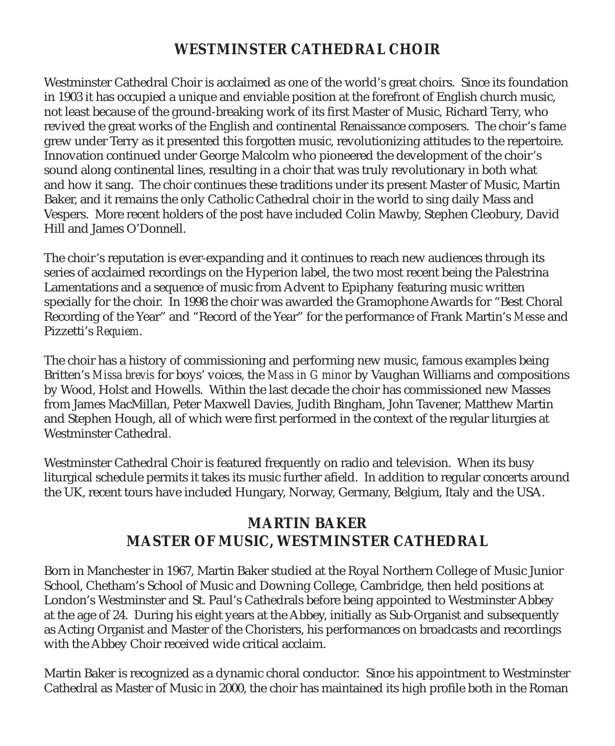## WESTMINSTER CATHEDRAL CHOIR

Westminster Cathedral Choir is acclaimed as one of the world's great choirs. Since its foundation in 1903 it has occupied a unique and enviable position at the forefront of English church music, not least because of the ground-breaking work of its first Master of Music, Richard Terry, who revived the great works of the English and continental Renaissance composers. The choir's fame grew under Terry as it presented this forgotten music, revolutionizing attitudes to the repertoire. Innovation continued under George Malcolm who pioneered the development of the choir's sound along continental lines, resulting in a choir that was truly revolutionary in both what and how it sang. The choir continues these traditions under its present Master of Music, Martin Baker, and it remains the only Catholic Cathedral choir in the world to sing daily Mass and Vespers. More recent holders of the post have included Colin Mawby, Stephen Cleobury, David Hill and James O'Donnell.

The choir's reputation is ever-expanding and it continues to reach new audiences through its series of acclaimed recordings on the Hyperion label, the two most recent being the Palestrina Lamentations and a sequence of music from Advent to Epiphany featuring music written specially for the choir. In 1998 the choir was awarded the Gramophone Awards for "Best Choral Recording of the Year" and "Record of the Year" for the performance of Frank Martin's *Messe* and Pizzetti's *Requiem*.

The choir has a history of commissioning and performing new music, famous examples being Britten's *Missa brevis* for boys' voices, the *Mass in G minor* by Vaughan Williams and compositions by Wood, Holst and Howells. Within the last decade the choir has commissioned new Masses from James MacMillan, Peter Maxwell Davies, Judith Bingham, John Tavener, Matthew Martin and Stephen Hough, all of which were first performed in the context of the regular liturgies at Westminster Cathedral.

Westminster Cathedral Choir is featured frequently on radio and television. When its busy liturgical schedule permits it takes its music further afield. In addition to regular concerts around the UK, recent tours have included Hungary, Norway, Germany, Belgium, Italy and the USA.

## MARTIN BAKER
## MASTER OF MUSIC, WESTMINSTER CATHEDRAL

Born in Manchester in 1967, Martin Baker studied at the Royal Northern College of Music Junior School, Chetham's School of Music and Downing College, Cambridge, then held positions at London's Westminster and St. Paul's Cathedrals before being appointed to Westminster Abbey at the age of 24. During his eight years at the Abbey, initially as Sub-Organist and subsequently as Acting Organist and Master of the Choristers, his performances on broadcasts and recordings with the Abbey Choir received wide critical acclaim.

Martin Baker is recognized as a dynamic choral conductor. Since his appointment to Westminster Cathedral as Master of Music in 2000, the choir has maintained its high profile both in the Roman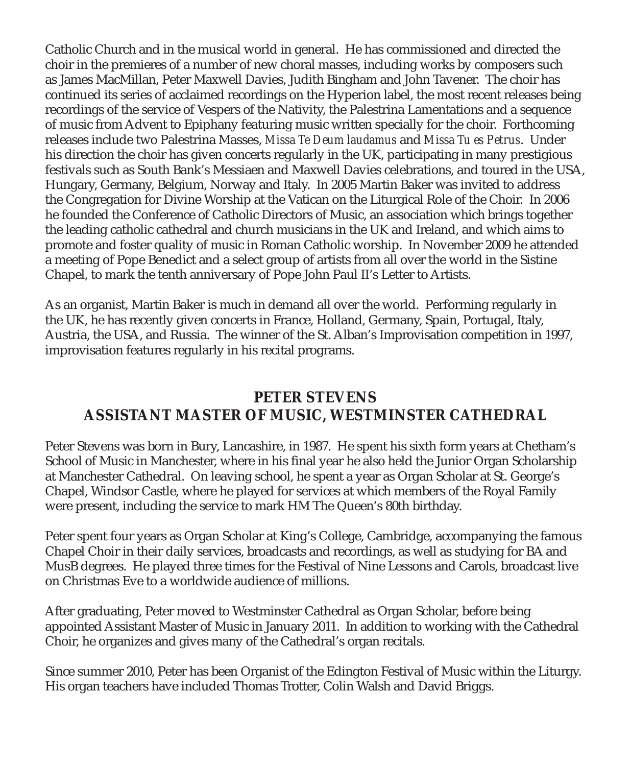Catholic Church and in the musical world in general. He has commissioned and directed the choir in the premieres of a number of new choral masses, including works by composers such as James MacMillan, Peter Maxwell Davies, Judith Bingham and John Tavener. The choir has continued its series of acclaimed recordings on the Hyperion label, the most recent releases being recordings of the service of Vespers of the Nativity, the Palestrina Lamentations and a sequence of music from Advent to Epiphany featuring music written specially for the choir. Forthcoming releases include two Palestrina Masses, *Missa Te Deum laudamus* and *Missa Tu es Petrus*. Under his direction the choir has given concerts regularly in the UK, participating in many prestigious festivals such as South Bank's Messiaen and Maxwell Davies celebrations, and toured in the USA, Hungary, Germany, Belgium, Norway and Italy. In 2005 Martin Baker was invited to address the Congregation for Divine Worship at the Vatican on the Liturgical Role of the Choir. In 2006 he founded the Conference of Catholic Directors of Music, an association which brings together the leading catholic cathedral and church musicians in the UK and Ireland, and which aims to promote and foster quality of music in Roman Catholic worship. In November 2009 he attended a meeting of Pope Benedict and a select group of artists from all over the world in the Sistine Chapel, to mark the tenth anniversary of Pope John Paul II's Letter to Artists.

As an organist, Martin Baker is much in demand all over the world. Performing regularly in the UK, he has recently given concerts in France, Holland, Germany, Spain, Portugal, Italy, Austria, the USA, and Russia. The winner of the St. Alban's Improvisation competition in 1997, improvisation features regularly in his recital programs.

## PETER STEVENS
## ASSISTANT MASTER OF MUSIC, WESTMINSTER CATHEDRAL

Peter Stevens was born in Bury, Lancashire, in 1987. He spent his sixth form years at Chetham's School of Music in Manchester, where in his final year he also held the Junior Organ Scholarship at Manchester Cathedral. On leaving school, he spent a year as Organ Scholar at St. George's Chapel, Windsor Castle, where he played for services at which members of the Royal Family were present, including the service to mark HM The Queen's 80th birthday.

Peter spent four years as Organ Scholar at King's College, Cambridge, accompanying the famous Chapel Choir in their daily services, broadcasts and recordings, as well as studying for BA and MusB degrees. He played three times for the Festival of Nine Lessons and Carols, broadcast live on Christmas Eve to a worldwide audience of millions.

After graduating, Peter moved to Westminster Cathedral as Organ Scholar, before being appointed Assistant Master of Music in January 2011. In addition to working with the Cathedral Choir, he organizes and gives many of the Cathedral's organ recitals.

Since summer 2010, Peter has been Organist of the Edington Festival of Music within the Liturgy. His organ teachers have included Thomas Trotter, Colin Walsh and David Briggs.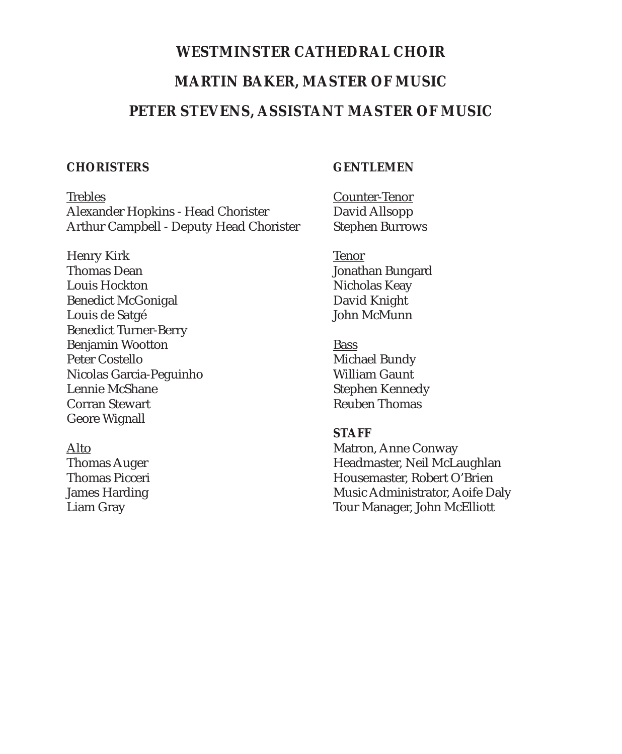# WESTMINSTER CATHEDRAL CHOIR

## MARTIN BAKER, MASTER OF MUSIC

## PETER STEVENS, ASSISTANT MASTER OF MUSIC

### CHORISTERS

Trebles
Alexander Hopkins - Head Chorister
Arthur Campbell - Deputy Head Chorister

Henry Kirk
Thomas Dean
Louis Hockton
Benedict McGonigal
Louis de Satgé
Benedict Turner-Berry
Benjamin Wootton
Peter Costello
Nicolas Garcia-Peguinho
Lennie McShane
Corran Stewart
Geore Wignall

Alto
Thomas Auger
Thomas Picceri
James Harding
Liam Gray

### GENTLEMEN

Counter-Tenor
David Allsopp
Stephen Burrows

Tenor
Jonathan Bungard
Nicholas Keay
David Knight
John McMunn

Bass
Michael Bundy
William Gaunt
Stephen Kennedy
Reuben Thomas

### STAFF

Matron, Anne Conway
Headmaster, Neil McLaughlan
Housemaster, Robert O'Brien
Music Administrator, Aoife Daly
Tour Manager, John McElliott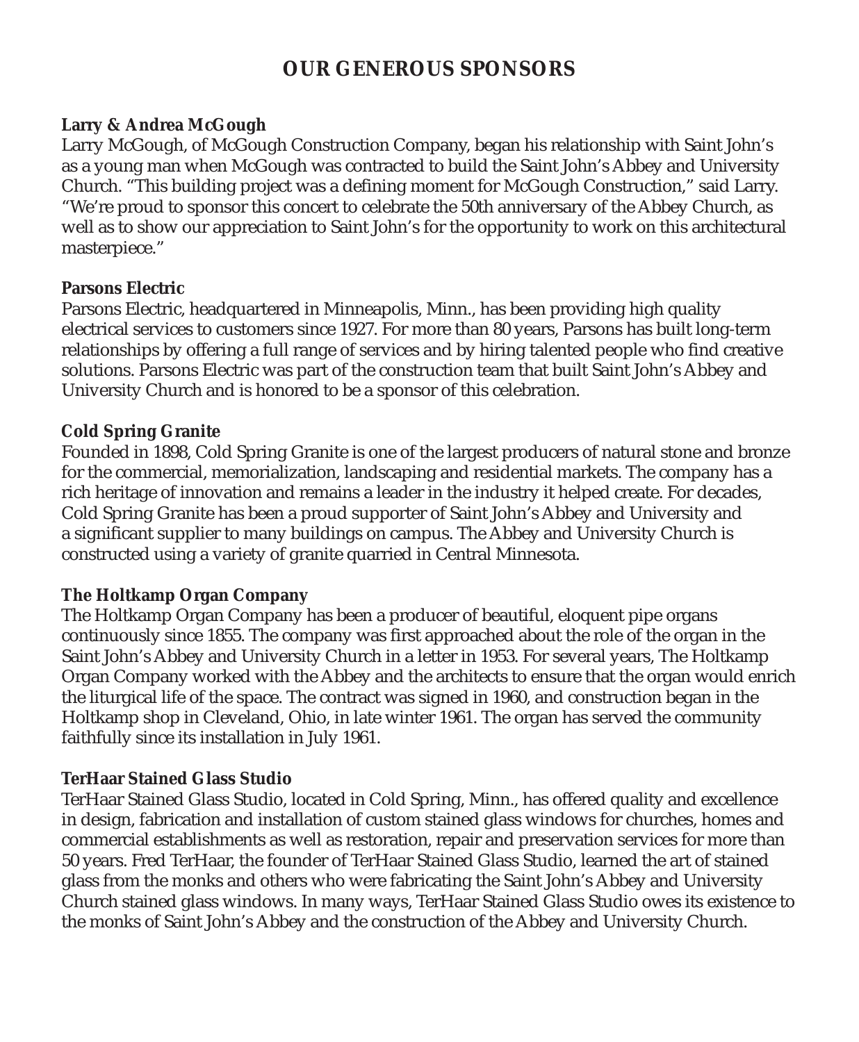# OUR GENEROUS SPONSORS

**Larry & Andrea McGough**

Larry McGough, of McGough Construction Company, began his relationship with Saint John's as a young man when McGough was contracted to build the Saint John's Abbey and University Church. "This building project was a defining moment for McGough Construction," said Larry. "We're proud to sponsor this concert to celebrate the 50th anniversary of the Abbey Church, as well as to show our appreciation to Saint John's for the opportunity to work on this architectural masterpiece."

**Parsons Electric**

Parsons Electric, headquartered in Minneapolis, Minn., has been providing high quality electrical services to customers since 1927. For more than 80 years, Parsons has built long-term relationships by offering a full range of services and by hiring talented people who find creative solutions. Parsons Electric was part of the construction team that built Saint John's Abbey and University Church and is honored to be a sponsor of this celebration.

**Cold Spring Granite**

Founded in 1898, Cold Spring Granite is one of the largest producers of natural stone and bronze for the commercial, memorialization, landscaping and residential markets. The company has a rich heritage of innovation and remains a leader in the industry it helped create. For decades, Cold Spring Granite has been a proud supporter of Saint John's Abbey and University and a significant supplier to many buildings on campus. The Abbey and University Church is constructed using a variety of granite quarried in Central Minnesota.

**The Holtkamp Organ Company**

The Holtkamp Organ Company has been a producer of beautiful, eloquent pipe organs continuously since 1855. The company was first approached about the role of the organ in the Saint John's Abbey and University Church in a letter in 1953. For several years, The Holtkamp Organ Company worked with the Abbey and the architects to ensure that the organ would enrich the liturgical life of the space. The contract was signed in 1960, and construction began in the Holtkamp shop in Cleveland, Ohio, in late winter 1961. The organ has served the community faithfully since its installation in July 1961.

**TerHaar Stained Glass Studio**

TerHaar Stained Glass Studio, located in Cold Spring, Minn., has offered quality and excellence in design, fabrication and installation of custom stained glass windows for churches, homes and commercial establishments as well as restoration, repair and preservation services for more than 50 years. Fred TerHaar, the founder of TerHaar Stained Glass Studio, learned the art of stained glass from the monks and others who were fabricating the Saint John's Abbey and University Church stained glass windows. In many ways, TerHaar Stained Glass Studio owes its existence to the monks of Saint John's Abbey and the construction of the Abbey and University Church.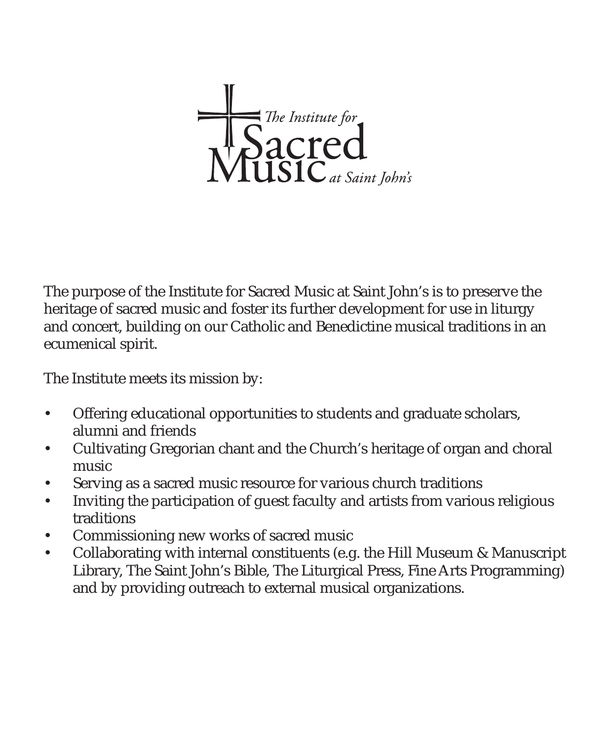The Institute for Sacred Music at Saint John's

The purpose of the Institute for Sacred Music at Saint John's is to preserve the heritage of sacred music and foster its further development for use in liturgy and concert, building on our Catholic and Benedictine musical traditions in an ecumenical spirit.

The Institute meets its mission by:

- Offering educational opportunities to students and graduate scholars, alumni and friends
- Cultivating Gregorian chant and the Church's heritage of organ and choral music
- Serving as a sacred music resource for various church traditions
- Inviting the participation of guest faculty and artists from various religious traditions
- Commissioning new works of sacred music
- Collaborating with internal constituents (e.g. the Hill Museum & Manuscript Library, The Saint John's Bible, The Liturgical Press, Fine Arts Programming) and by providing outreach to external musical organizations.